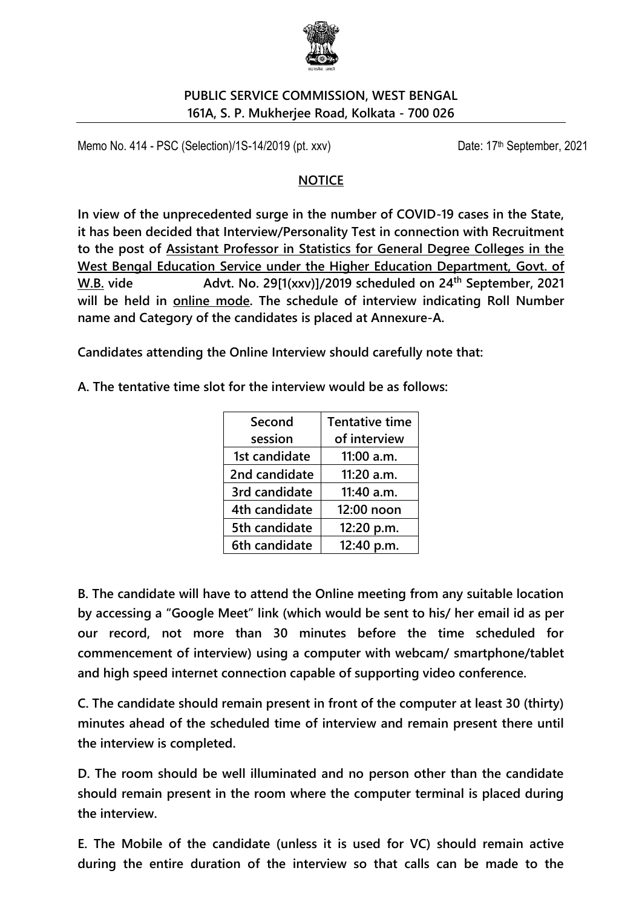**PUBLIC SERVICE COMMISSION, WEST BENGAL**
**161A, S. P. Mukherjee Road, Kolkata - 700 026**

Memo No. 414 - PSC (Selection)/1S-14/2019 (pt. xxv) Date: 17th September, 2021

## NOTICE

**In view of the unprecedented surge in the number of COVID-19 cases in the State, it has been decided that Interview/Personality Test in connection with Recruitment to the post of Assistant Professor in Statistics for General Degree Colleges in the West Bengal Education Service under the Higher Education Department, Govt. of W.B. vide Advt. No. 29[1(xxv)]/2019 scheduled on 24th September, 2021 will be held in online mode. The schedule of interview indicating Roll Number name and Category of the candidates is placed at Annexure-A.**

**Candidates attending the Online Interview should carefully note that:**

**A. The tentative time slot for the interview would be as follows:**

| Second session | Tentative time of interview |
|---|---|
| 1st candidate | 11:00 a.m. |
| 2nd candidate | 11:20 a.m. |
| 3rd candidate | 11:40 a.m. |
| 4th candidate | 12:00 noon |
| 5th candidate | 12:20 p.m. |
| 6th candidate | 12:40 p.m. |

**B. The candidate will have to attend the Online meeting from any suitable location by accessing a "Google Meet" link (which would be sent to his/ her email id as per our record, not more than 30 minutes before the time scheduled for commencement of interview) using a computer with webcam/ smartphone/tablet and high speed internet connection capable of supporting video conference.**

**C. The candidate should remain present in front of the computer at least 30 (thirty) minutes ahead of the scheduled time of interview and remain present there until the interview is completed.**

**D. The room should be well illuminated and no person other than the candidate should remain present in the room where the computer terminal is placed during the interview.**

**E. The Mobile of the candidate (unless it is used for VC) should remain active during the entire duration of the interview so that calls can be made to the**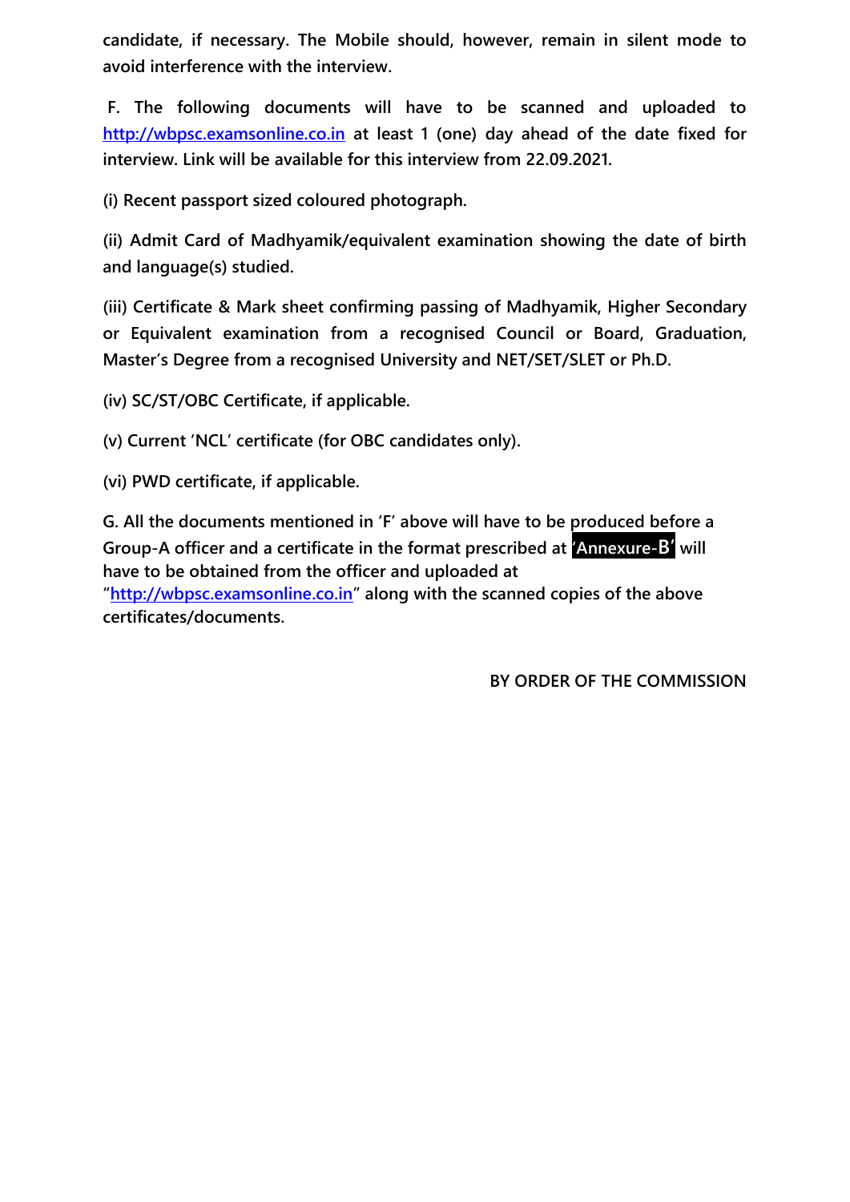**candidate, if necessary. The Mobile should, however, remain in silent mode to avoid interference with the interview.**

**F. The following documents will have to be scanned and uploaded to [http://wbpsc.examsonline.co.in](http://wbpsc.examsonline.co.in) at least 1 (one) day ahead of the date fixed for interview. Link will be available for this interview from 22.09.2021.**

**(i) Recent passport sized coloured photograph.**

**(ii) Admit Card of Madhyamik/equivalent examination showing the date of birth and language(s) studied.**

**(iii) Certificate & Mark sheet confirming passing of Madhyamik, Higher Secondary or Equivalent examination from a recognised Council or Board, Graduation, Master's Degree from a recognised University and NET/SET/SLET or Ph.D.**

**(iv) SC/ST/OBC Certificate, if applicable.**

**(v) Current 'NCL' certificate (for OBC candidates only).**

**(vi) PWD certificate, if applicable.**

**G. All the documents mentioned in 'F' above will have to be produced before a Group-A officer and a certificate in the format prescribed at 'Annexure-B' will have to be obtained from the officer and uploaded at "[http://wbpsc.examsonline.co.in](http://wbpsc.examsonline.co.in)" along with the scanned copies of the above certificates/documents.**

**BY ORDER OF THE COMMISSION**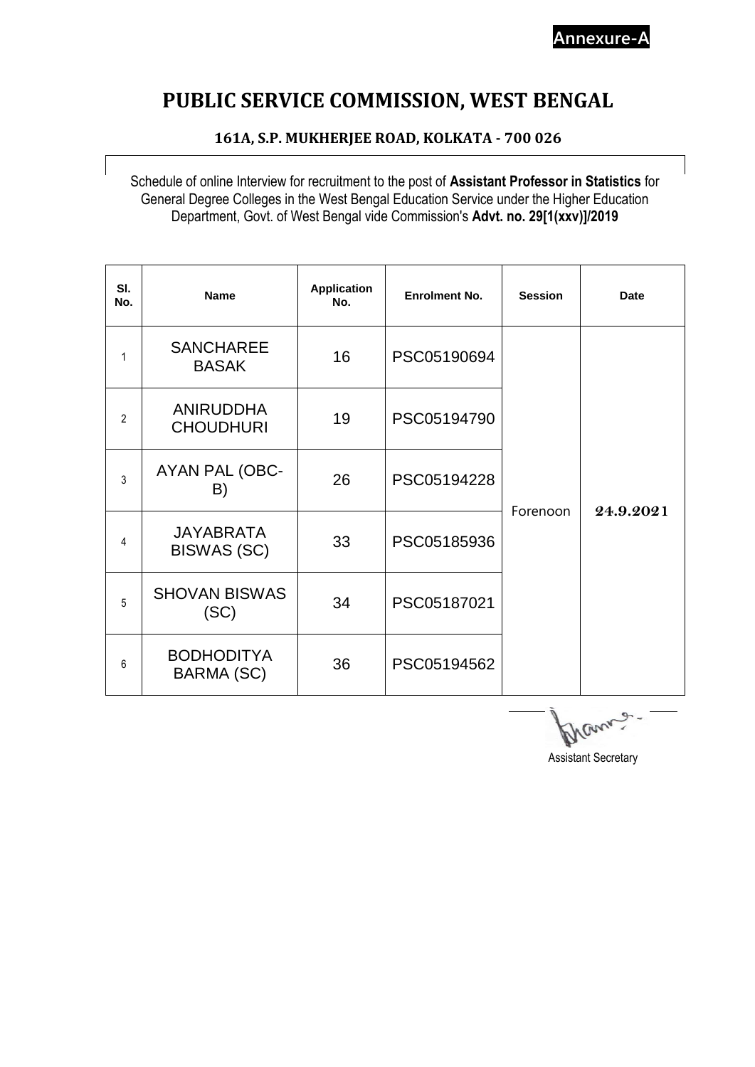Annexure-A

# PUBLIC SERVICE COMMISSION, WEST BENGAL

### 161A, S.P. MUKHERJEE ROAD, KOLKATA - 700 026

Schedule of online Interview for recruitment to the post of **Assistant Professor in Statistics** for General Degree Colleges in the West Bengal Education Service under the Higher Education Department, Govt. of West Bengal vide Commission's **Advt. no. 29[1(xxv)]/2019**

| Sl. No. | Name | Application No. | Enrolment No. | Session | Date |
|---|---|---|---|---|---|
| 1 | SANCHAREE BASAK | 16 | PSC05190694 | Forenoon | 24.9.2021 |
| 2 | ANIRUDDHA CHOUDHURI | 19 | PSC05194790 | | |
| 3 | AYAN PAL (OBC-B) | 26 | PSC05194228 | | |
| 4 | JAYABRATA BISWAS (SC) | 33 | PSC05185936 | | |
| 5 | SHOVAN BISWAS (SC) | 34 | PSC05187021 | | |
| 6 | BODHODITYA BARMA (SC) | 36 | PSC05194562 | | |

Assistant Secretary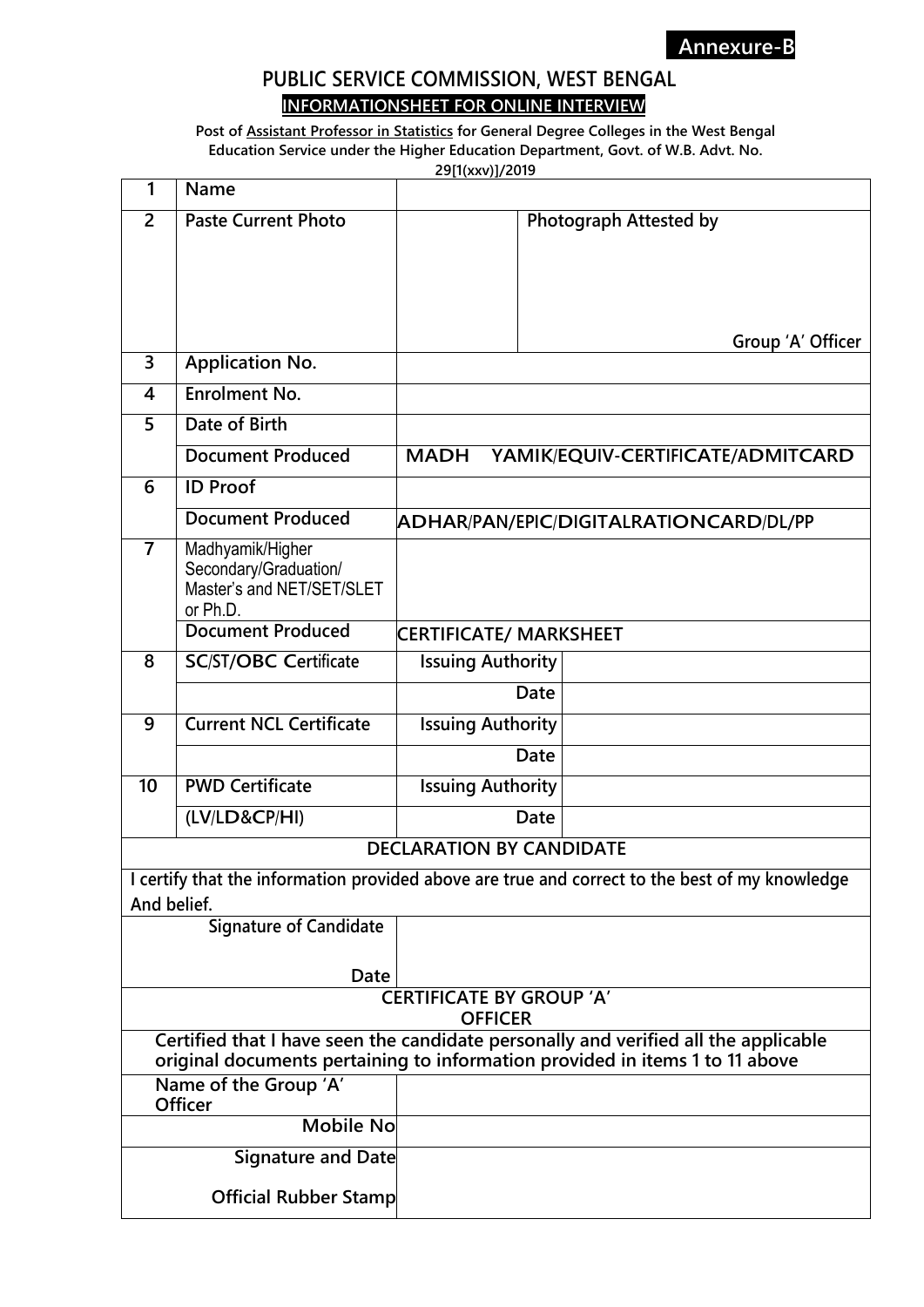**Annexure-B**

# PUBLIC SERVICE COMMISSION, WEST BENGAL

## INFORMATIONSHEET FOR ONLINE INTERVIEW

**Post of Assistant Professor in Statistics for General Degree Colleges in the West Bengal Education Service under the Higher Education Department, Govt. of W.B. Advt. No. 29[1(xxv)]/2019**

| | | | |
|---|---|---|---|
| 1 | Name | | |
| 2 | Paste Current Photo | | Photograph Attested by<br><br>Group 'A' Officer |
| 3 | Application No. | | |
| 4 | Enrolment No. | | |
| 5 | Date of Birth | | |
| | Document Produced | MADH YAMIK/EQUIV-CERTIFICATE/ADMITCARD | |
| 6 | ID Proof | | |
| | Document Produced | ADHAR/PAN/EPIC/DIGITALRATIONCARD/DL/PP | |
| 7 | Madhyamik/Higher Secondary/Graduation/ Master's and NET/SET/SLET or Ph.D. | | |
| | Document Produced | CERTIFICATE/ MARKSHEET | |
| 8 | SC/ST/OBC Certificate | Issuing Authority | |
| | | Date | |
| 9 | Current NCL Certificate | Issuing Authority | |
| | | Date | |
| 10 | PWD Certificate | Issuing Authority | |
| | (LV/LD&CP/HI) | Date | |

| |
|---|
| **DECLARATION BY CANDIDATE** |
| I certify that the information provided above are true and correct to the best of my knowledge And belief. |

| | |
|---|---|
| Signature of Candidate<br><br>Date | |

| |
|---|
| **CERTIFICATE BY GROUP 'A' OFFICER** |
| Certified that I have seen the candidate personally and verified all the applicable original documents pertaining to information provided in items 1 to 11 above |

| | |
|---|---|
| Name of the Group 'A' Officer | |
| Mobile No | |
| Signature and Date<br><br>Official Rubber Stamp | |